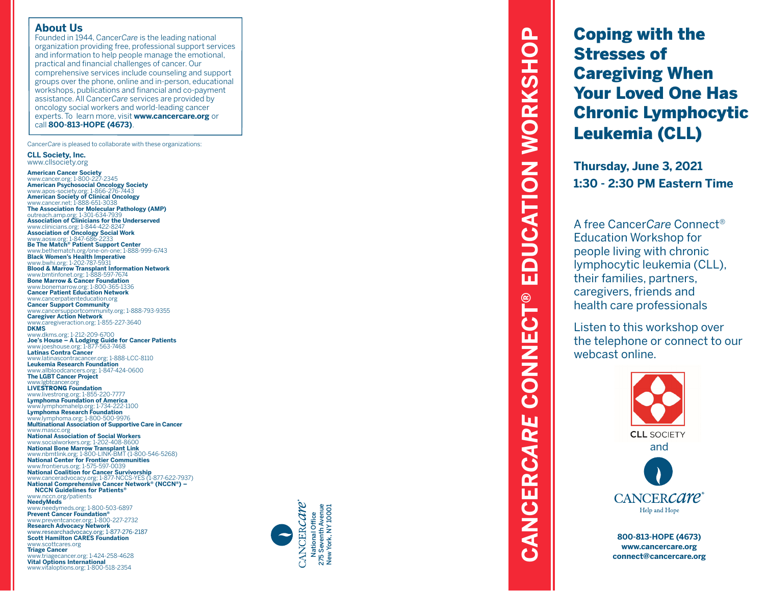## About Us

Founded in 1944, Cancer*Care* is the leading national organization providing free, professional support services and information to help people manage the emotional, practical and financial challenges of cancer. Our comprehensive services include counseling and support groups over the phone, online and in-person, educational workshops, publications and financial and co-payment assistance. All Cancer*Care* services are provided by oncology social workers and world-leading cancer experts. To learn more, visit **www.cancercare.org** or call **800-813-HOPE (4673)**.

Cancer*Care* is pleased to collaborate with these organizations:

**CLL Society, Inc.**
www.cllsociety.org

**American Cancer Society**
www.cancer.org; 1-800-227-2345
**American Psychosocial Oncology Society**
www.apos-society.org; 1-866-276-7443
**American Society of Clinical Oncology**
www.cancer.net; 1-888-651-3038
**The Association for Molecular Pathology (AMP)**
outreach.amp.org; 1-301-634-7939
**Association of Clinicians for the Underserved**
www.clinicians.org; 1-844-422-8247
**Association of Oncology Social Work**
www.aosw.org; 1-847-686-2233
**Be The Match® Patient Support Center**
www.bethematch.org/one-on-one; 1-888-999-6743
**Black Women's Health Imperative**
www.bwhi.org; 1-202-787-5931
**Blood & Marrow Transplant Information Network**
www.bmtinfonet.org; 1-888-597-7674
**Bone Marrow & Cancer Foundation**
www.bonemarrow.org; 1-800-365-1336
**Cancer Patient Education Network**
www.cancerpatienteducation.org
**Cancer Support Community**
www.cancersupportcommunity.org; 1-888-793-9355
**Caregiver Action Network**
www.caregiveraction.org; 1-855-227-3640
**DKMS**
www.dkms.org; 1-212-209-6700
**Joe's House – A Lodging Guide for Cancer Patients**
www.joeshouse.org; 1-877-563-7468
**Latinas Contra Cancer**
www.latinascontracancer.org; 1-888-LCC-8110
**Leukemia Research Foundation**
www.allbloodcancers.org; 1-847-424-0600
**The LGBT Cancer Project**
www.lgbtcancer.org
**LIVESTRONG Foundation**
www.livestrong.org; 1-855-220-7777
**Lymphoma Foundation of America**
www.lymphomahelp.org; 1-734-222-1100
**Lymphoma Research Foundation**
www.lymphoma.org; 1-800-500-9976
**Multinational Association of Supportive Care in Cancer**
www.mascc.org
**National Association of Social Workers**
www.socialworkers.org; 1-202-408-8600
**National Bone Marrow Transplant Link**
www.nbmtlink.org; 1-800-LINK-BMT (1-800-546-5268)
**National Center for Frontier Communities**
www.frontierus.org; 1-575-597-0039
**National Coalition for Cancer Survivorship**
www.canceradvocacy.org; 1-877-NCCS-YES (1-877-622-7937)
**National Comprehensive Cancer Network® (NCCN®) – NCCN Guidelines for Patients®**
www.nccn.org/patients
**NeedyMeds**
www.needymeds.org; 1-800-503-6897
**Prevent Cancer Foundation®**
www.preventcancer.org; 1-800-227-2732
**Research Advocacy Network**
www.researchadvocacy.org; 1-877-276-2187
**Scott Hamilton CARES Foundation**
www.scottcares.org
**Triage Cancer**
www.triagecancer.org; 1-424-258-4628
**Vital Options International**
www.vitaloptions.org; 1-800-518-2354

CANCER*care*®
National Office
275 Seventh Avenue
New York, NY 10001

**CANCER*CARE* CONNECT® EDUCATION WORKSHOP**

# Coping with the Stresses of Caregiving When Your Loved One Has Chronic Lymphocytic Leukemia (CLL)

**Thursday, June 3, 2021**
**1:30 - 2:30 PM Eastern Time**

A free Cancer*Care* Connect® Education Workshop for people living with chronic lymphocytic leukemia (CLL), their families, partners, caregivers, friends and health care professionals

Listen to this workshop over the telephone or connect to our webcast online.

CLL SOCIETY

and

CANCER*care*®
Help and Hope

**800-813-HOPE (4673)**
**www.cancercare.org**
**connect@cancercare.org**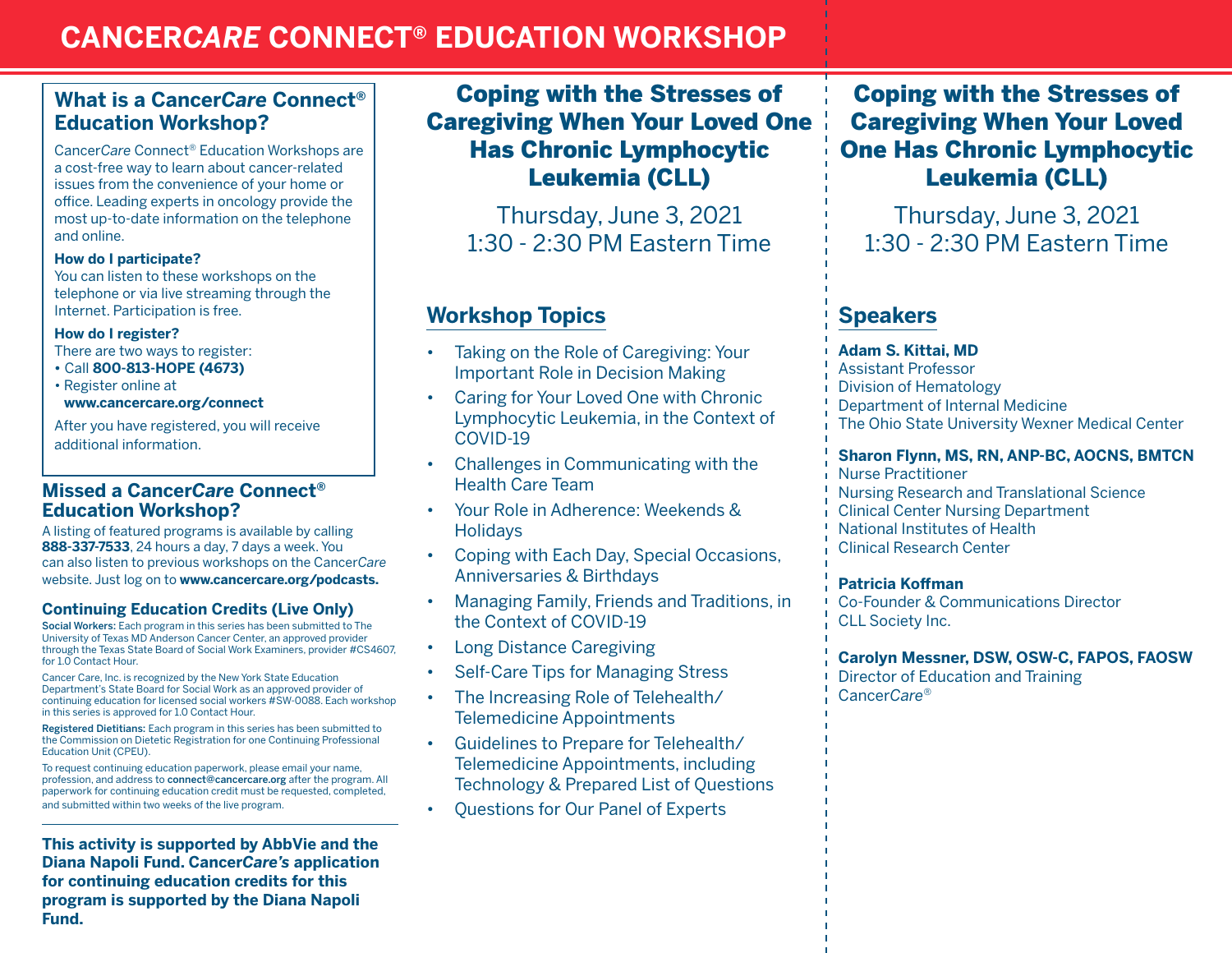# CANCER*CARE* CONNECT® EDUCATION WORKSHOP

## What is a Cancer*Care* Connect® Education Workshop?

Cancer*Care* Connect® Education Workshops are a cost-free way to learn about cancer-related issues from the convenience of your home or office. Leading experts in oncology provide the most up-to-date information on the telephone and online.

**How do I participate?**
You can listen to these workshops on the telephone or via live streaming through the Internet. Participation is free.

**How do I register?**
There are two ways to register:
- Call **800-813-HOPE (4673)**
- Register online at **www.cancercare.org/connect**

After you have registered, you will receive additional information.

## Missed a Cancer*Care* Connect® Education Workshop?

A listing of featured programs is available by calling **888-337-7533**, 24 hours a day, 7 days a week. You can also listen to previous workshops on the Cancer*Care* website. Just log on to **www.cancercare.org/podcasts.**

### Continuing Education Credits (Live Only)

**Social Workers:** Each program in this series has been submitted to The University of Texas MD Anderson Cancer Center, an approved provider through the Texas State Board of Social Work Examiners, provider #CS4607, for 1.0 Contact Hour.

Cancer Care, Inc. is recognized by the New York State Education Department's State Board for Social Work as an approved provider of continuing education for licensed social workers #SW-0088. Each workshop in this series is approved for 1.0 Contact Hour.

**Registered Dietitians:** Each program in this series has been submitted to the Commission on Dietetic Registration for one Continuing Professional Education Unit (CPEU).

To request continuing education paperwork, please email your name, profession, and address to **connect@cancercare.org** after the program. All paperwork for continuing education credit must be requested, completed, and submitted within two weeks of the live program.

**This activity is supported by AbbVie and the Diana Napoli Fund. Cancer*Care's* application for continuing education credits for this program is supported by the Diana Napoli Fund.**

## Coping with the Stresses of Caregiving When Your Loved One Has Chronic Lymphocytic Leukemia (CLL)

Thursday, June 3, 2021
1:30 - 2:30 PM Eastern Time

### Workshop Topics

- Taking on the Role of Caregiving: Your Important Role in Decision Making
- Caring for Your Loved One with Chronic Lymphocytic Leukemia, in the Context of COVID-19
- Challenges in Communicating with the Health Care Team
- Your Role in Adherence: Weekends & Holidays
- Coping with Each Day, Special Occasions, Anniversaries & Birthdays
- Managing Family, Friends and Traditions, in the Context of COVID-19
- Long Distance Caregiving
- Self-Care Tips for Managing Stress
- The Increasing Role of Telehealth/ Telemedicine Appointments
- Guidelines to Prepare for Telehealth/ Telemedicine Appointments, including Technology & Prepared List of Questions
- Questions for Our Panel of Experts

## Coping with the Stresses of Caregiving When Your Loved One Has Chronic Lymphocytic Leukemia (CLL)

Thursday, June 3, 2021
1:30 - 2:30 PM Eastern Time

### Speakers

**Adam S. Kittai, MD**
Assistant Professor
Division of Hematology
Department of Internal Medicine
The Ohio State University Wexner Medical Center

**Sharon Flynn, MS, RN, ANP-BC, AOCNS, BMTCN**
Nurse Practitioner
Nursing Research and Translational Science
Clinical Center Nursing Department
National Institutes of Health
Clinical Research Center

**Patricia Koffman**
Co-Founder & Communications Director
CLL Society Inc.

**Carolyn Messner, DSW, OSW-C, FAPOS, FAOSW**
Director of Education and Training
Cancer*Care*®